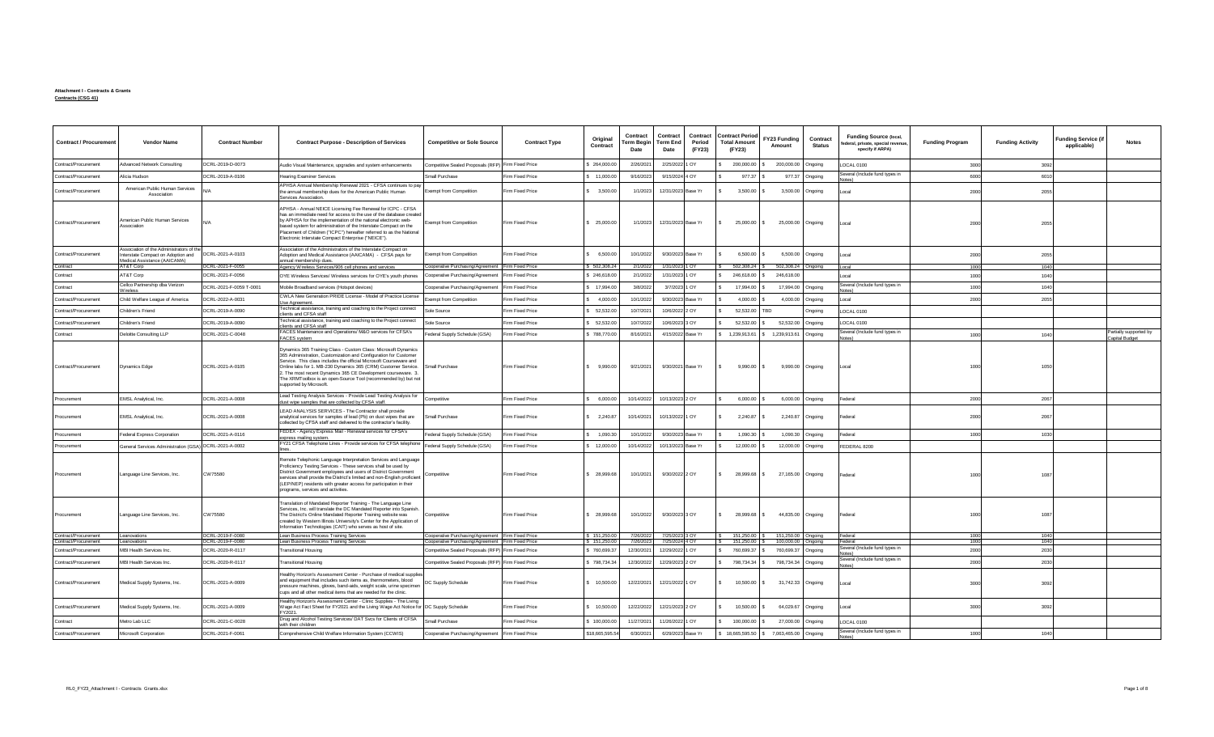**Attachment I - Contracts & Grants**
**Contracts (CSG 41)**

| Contract / Procurement | Vendor Name | Contract Number | Contract Purpose - Description of Services | Competitive or Sole Source | Contract Type | Original Contract | Contract Term Begin Date | Contract Term End Date | Contract Period (FY23) | Contract Period Total Amount (FY23) | FY23 Funding Amount | Contract Status | Funding Source (local, federal, private, special revenue, specify if ARPA) | Funding Program | Funding Activity | Funding Service (if applicable) | Notes |
|---|---|---|---|---|---|---|---|---|---|---|---|---|---|---|---|---|---|
| Contract/Procurement | Advanced Network Consulting | DCRL-2019-D-0073 | Audio Visual Maintenance, upgrades and system enhancements | Competitive Sealed Proposals (RFP) | Firm Fixed Price | $ 264,000.00 | 2/26/2021 | 2/25/2022 | 1 OY | $ 200,000.00 | $ 200,000.00 | Ongoing | LOCAL 0100 | 3000 | 3092 | | |
| Contract/Procurement | Alicia Hudson | DCRL-2019-A-0106 | Hearing Examiner Services | Small Purchase | Firm Fixed Price | $ 11,000.00 | 9/16/2023 | 9/15/2024 | 4 OY | $ 977.37 | $ 977.37 | Ongoing | Several (Include fund types in Notes) | 6000 | 6010 | | |
| Contract/Procurement | American Public Human Services Association | N/A | APHSA Annual Membership Renewal 2021 - CFSA continues to pay the annual membership dues for the American Public Human Services Association. | Exempt from Competition | Firm Fixed Price | $ 3,500.00 | 1/1/2023 | 12/31/2023 | Base Yr | $ 3,500.00 | $ 3,500.00 | Ongoing | Local | 2000 | 2055 | | |
| Contract/Procurement | American Public Human Services Association | N/A | APHSA - Annual NEICE Licensing Fee Renewal for ICPC - CFSA has an immediate need for access to the use of the database created by APHSA for the implementation of the national electronic web-based system for administration of the Interstate Compact on the Placement of Children ("ICPC") hereafter referred to as the National Electronic Interstate Compact Enterprise ("NEICE"). | Exempt from Competition | Firm Fixed Price | $ 25,000.00 | 1/1/2023 | 12/31/2023 | Base Yr | $ 25,000.00 | $ 25,000.00 | Ongoing | Local | 2000 | 2055 | | |
| Contract/Procurement | Association of the Administrators of the Interstate Compact on Adoption and Medical Assistance (AAICAMA) | DCRL-2021-A-0103 | Association of the Administrators of the Interstate Compact on Adoption and Medical Assistance (AAICAMA) - CFSA pays for annual membership dues. | Exempt from Competition | Firm Fixed Price | $ 6,500.00 | 10/1/2022 | 9/30/2023 | Base Yr | $ 6,500.00 | $ 6,500.00 | Ongoing | Local | 2000 | 2055 | | |
| Contract | AT&T Corp | DCRL-2021-F-0055 | Agency Wireless Services/906 cell phones and services | Cooperative Purchasing/Agreement | Firm Fixed Price | $ 502,308.24 | 2/1/2022 | 1/31/2023 | 1 OY | $ 502,308.24 | $ 502,308.24 | Ongoing | Local | 1000 | 1040 | | |
| Contract | AT&T Corp | DCRL-2021-F-0056 | OYE Wireless Services/ Wireless services for OYE's youth phones | Cooperative Purchasing/Agreement | Firm Fixed Price | $ 246,618.00 | 2/1/2022 | 1/31/2023 | 1 OY | $ 246,618.00 | $ 246,618.00 | | Local | 1000 | 1040 | | |
| Contract | Cellco Partnership dba Verizon Wireless | DCRL-2021-F-0059 T-0001 | Mobile Broadband services (Hotspot devices) | Cooperative Purchasing/Agreement | Firm Fixed Price | $ 17,994.00 | 3/8/2022 | 3/7/2023 | 1 OY | $ 17,994.00 | $ 17,994.00 | Ongoing | Several (Include fund types in Notes) | 1000 | 1040 | | |
| Contract/Procurement | Child Welfare League of America | DCRL-2022-A-0031 | CWLA New Generation PRIDE License - Model of Practice License Use Agreement. | Exempt from Competition | Firm Fixed Price | $ 4,000.00 | 10/1/2022 | 9/30/2023 | Base Yr | $ 4,000.00 | $ 4,000.00 | Ongoing | Local | 2000 | 2055 | | |
| Contract/Procurement | Children's Friend | DCRL-2019-A-0090 | Technical assistance, training and coaching to the Project connect clients and CFSA staff | Sole Source | Firm Fixed Price | $ 52,532.00 | 10/7/2021 | 10/6/2022 | 2 OY | $ 52,532.00 | TBD | Ongoing | LOCAL 0100 | | | | |
| Contract/Procurement | Children's Friend | DCRL-2019-A-0090 | Technical assistance, training and coaching to the Project connect clients and CFSA staff | Sole Source | Firm Fixed Price | $ 52,532.00 | 10/7/2022 | 10/6/2023 | 3 OY | $ 52,532.00 | $ 52,532.00 | Ongoing | LOCAL 0100 | | | | |
| Contract | Deloitte Consulting LLP | DCRL-2021-C-0048 | FACES Maintenance and Operations/ M&O services for CFSA's FACES system | Federal Supply Schedule (GSA) | Firm Fixed Price | $ 788,770.00 | 8/16/2021 | 4/15/2022 | Base Yr | $ 1,239,913.61 | $ 1,239,913.61 | Ongoing | Several (Include fund types in Notes) | 1000 | 1040 | | Partially supported by Capital Budget |
| Contract/Procurement | Dynamics Edge | DCRL-2021-A-0105 | Dynamics 365 Training Class - Custom Class: Microsoft Dynamics 365 Administration, Customization and Configuration for Customer Service. This class includes the official Microsoft Courseware and Online labs for 1. MB-230 Dynamics 365 (CRM) Customer Service. 2. The most recent Dynamics 365 CE Development courseware. 3. The XRMToolbox is an open-Source Tool (recommended by) but not supported by Microsoft. | Small Purchase | Firm Fixed Price | $ 9,990.00 | 9/21/2021 | 9/30/2021 | Base Yr | $ 9,990.00 | $ 9,990.00 | Ongoing | Local | 1000 | 1050 | | |
| Procurement | EMSL Analytical, Inc. | DCRL-2021-A-0008 | Lead Testing Analysis Services - Provide Lead Testing Analysis for dust wipe samples that are collected by CFSA staff. | Competitive | Firm Fixed Price | $ 6,000.00 | 10/14/2022 | 10/13/2023 | 2 OY | $ 6,000.00 | $ 6,000.00 | Ongoing | Federal | 2000 | 2067 | | |
| Procurement | EMSL Analytical, Inc. | DCRL-2021-A-0008 | LEAD ANALYSIS SERVICES - The Contractor shall provide analytical services for samples of lead (Pb) on dust wipes that are collected by CFSA staff and delivered to the contractor's facility. | Small Purchase | Firm Fixed Price | $ 2,240.87 | 10/14/2021 | 10/13/2022 | 1 OY | $ 2,240.87 | $ 2,240.87 | Ongoing | Federal | 2000 | 2067 | | |
| Procurement | Federal Express Corporation | DCRL-2021-A-0116 | FEDEX - Agency Express Mail - Renewal services for CFSA's express mailing system. | Federal Supply Schedule (GSA) | Firm Fixed Price | $ 1,090.30 | 10/1/2022 | 9/30/2023 | Base Yr | $ 1,090.30 | $ 1,090.30 | Ongoing | Federal | 1000 | 1030 | | |
| Procurement | General Services Administration (GSA) | DCRL-2021-A-0002 | FY21 CFSA Telephone Lines - Provide services for CFSA telephone lines. | Federal Supply Schedule (GSA) | Firm Fixed Price | $ 12,000.00 | 10/14/2022 | 10/13/2023 | Base Yr | $ 12,000.00 | $ 12,000.00 | Ongoing | FEDERAL 8200 | | | | |
| Procurement | Language Line Services, Inc. | CW75580 | Remote Telephonic Language Interpretation Services and Language Proficiency Testing Services - These services shall be used by District Government employees and users of District Government services shall provide the District's limited and non-English proficient (LEP/NEP) residents with greater access for participation in their programs, services and activities. | Competitive | Firm Fixed Price | $ 28,999.68 | 10/1/2021 | 9/30/2022 | 2 OY | $ 28,999.68 | $ 27,165.00 | Ongoing | Federal | 1000 | 1087 | | |
| Procurement | Language Line Services, Inc. | CW75580 | Translation of Mandated Reporter Training - The Language Line Services, Inc. will translate the DC Mandated Reporter into Spanish. The District's Online Mandated Reporter Training website was created by Western Illinois University's Center for the Application of Information Technologies (CAIT) who serves as host of site. | Competitive | Firm Fixed Price | $ 28,999.68 | 10/1/2022 | 9/30/2023 | 3 OY | $ 28,999.68 | $ 44,835.00 | Ongoing | Federal | 1000 | 1087 | | |
| Contract/Procurement | Leanovations | DCRL-2019-F-0080 | Lean Business Process Training Services | Cooperative Purchasing/Agreement | Firm Fixed Price | $ 151,250.00 | 7/26/2022 | 7/25/2023 | 3 OY | $ 151,250.00 | $ 151,250.00 | Ongoing | Federal | 1000 | 1040 | | |
| Contract/Procurement | Leanovations | DCRL-2019-F-0080 | Lean Business Process Training Services | Cooperative Purchasing/Agreement | Firm Fixed Price | $ 151,250.00 | 7/26/2023 | 7/25/2024 | 4 OY | $ 151,250.00 | $ 100,000.00 | Ongoing | Federal | 1000 | 1040 | | |
| Contract/Procurement | MBI Health Services Inc. | DCRL-2020-R-0117 | Transitional Housing | Competitive Sealed Proposals (RFP) | Firm Fixed Price | $ 760,699.37 | 12/30/2021 | 12/29/2022 | 1 OY | $ 760,699.37 | $ 760,699.37 | Ongoing | Several (Include fund types in Notes) | 2000 | 2030 | | |
| Contract/Procurement | MBI Health Services Inc. | DCRL-2020-R-0117 | Transitional Housing | Competitive Sealed Proposals (RFP) | Firm Fixed Price | $ 798,734.34 | 12/30/2022 | 12/29/2023 | 2 OY | $ 798,734.34 | $ 798,734.34 | Ongoing | Several (Include fund types in Notes) | 2000 | 2030 | | |
| Contract/Procurement | Medical Supply Systems, Inc. | DCRL-2021-A-0009 | Healthy Horizon's Assessment Center - Purchase of medical supplies and equipment that includes such items as, thermometers, blood pressure machines, gloves, band-aids, weight scale, urine specimen cups and all other medical items that are needed for the clinic. | DC Supply Schedule | Firm Fixed Price | $ 10,500.00 | 12/22/2021 | 12/21/2022 | 1 OY | $ 10,500.00 | $ 31,742.33 | Ongoing | Local | 3000 | 3092 | | |
| Contract/Procurement | Medical Supply Systems, Inc. | DCRL-2021-A-0009 | Healthy Horizon's Assessment Center - Clinic Supplies - The Living Wage Act Fact Sheet for FY2021 and the Living Wage Act Notice for FY2021. | DC Supply Schedule | Firm Fixed Price | $ 10,500.00 | 12/22/2022 | 12/21/2023 | 2 OY | $ 10,500.00 | $ 64,029.67 | Ongoing | Local | 3000 | 3092 | | |
| Contract | Metro Lab LLC | DCRL-2021-C-0026 | Drug and Alcohol Testing Services/ DAT Svcs for Clients of CFSA with their children | Small Purchase | Firm Fixed Price | $ 100,000.00 | 11/27/2021 | 11/26/2022 | 1 OY | $ 100,000.00 | $ 27,000.00 | Ongoing | LOCAL 0100 | | | | |
| Contract/Procurement | Microsoft Corporation | DCRL-2021-F-0061 | Comprehensive Child Welfare Information System (CCWIS) | Cooperative Purchasing/Agreement | Firm Fixed Price | $18,665,595.50 | 6/30/2021 | 6/29/2023 | Base Yr | $ 18,665,595.50 | $ 7,063,465.00 | Ongoing | Several (Include fund types in Notes) | 1000 | 1040 | | |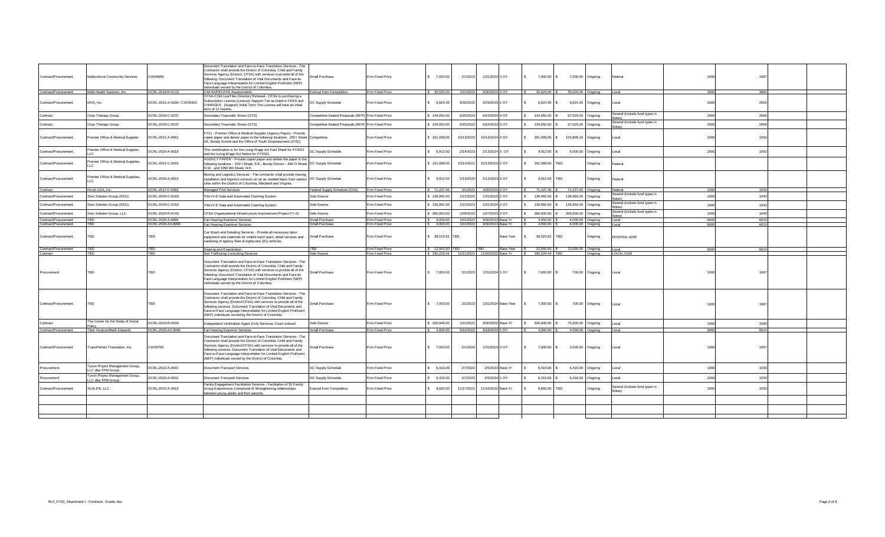| Contract/Procurement | Multicultural Community Services | CW58696 | Document Translation and Face-to-Face Translation Services - The Contractor shall provide the District of Columbia, Child and Family Services Agency (District, CFSA) with services to provide all of the following: Document Translation of Vital Documents and Face-to-Face Language Interpretation for Limited English Proficient (NEP) individuals served by the District of Columbia. | Small Purchase | Firm Fixed Price | $ 7,000.00 | 2/1/2022 | 1/31/2023 | 4 OY | $ 7,000.00 | $ 7,000.00 | Ongoing | Federal | 1000 | 1087 | | |
|---|---|---|---|---|---|---|---|---|---|---|---|---|---|---|---|---|---|
| Contract/Procurement | Multi-Health Systems, Inc. | DCRL-2019-R-0113 | CAFAS/PECFAS Assessments | Exempt from Competition | Firm Fixed Price | $ 35,025.00 | 10/1/2022 | 9/30/2023 | 3 OY | $ 35,025.00 | $ 35,025.00 | Ongoing | Local | 3000 | 3092 | | |
| Contract/Procurement | MVS, Inc. | DCRL-2021-A-0106 / CW59303 | CFSA-CISA LiveFiles Directory Renewal - CFSA is purchasing a Subscription License (License) Support Tier as listed in FEES and CHARGES. (Support) Initial Term The License will have an initial term of 12 months. | DC Supply Schedule | Firm Fixed Price | $ 6,824.35 | 9/30/2022 | 9/29/2023 | 1 OY | $ 6,824.35 | $ 6,824.35 | Ongoing | Local | 2000 | 2055 | | |
| Contract | Onyx Therapy Group | DCRL-2020-C-0037 | Secondary Traumatic Stress (STS) | Competitive Sealed Proposals (RFP) | Firm Fixed Price | $ 134,050.00 | 6/25/2023 | 6/24/2024 | 4 OY | $ 134,050.00 | $ 67,025.00 | Ongoing | Several (Include fund types in Notes) | 2000 | 2066 | | |
| Contract | Onyx Therapy Group | DCRL-2020-C-0037 | Secondary Traumatic Stress (STS) | Competitive Sealed Proposals (RFP) | Firm Fixed Price | $ 134,050.00 | 6/25/2022 | 6/24/2023 | 3 OY | $ 134,050.00 | $ 67,025.00 | Ongoing | Several (Include fund types in Notes) | 2000 | 2066 | | |
| Contract/Procurement | Premier Office & Medical Supplier | DCRL-2021-A-0001 | FY21 - Premier Office & Medical Supplier (Agency Paper) - Provide copier paper and deliver paper to the following locations: 200 I Street, SE, Bundy School and the Office of Youth Empowerment (OYE). | Competitive | Firm Fixed Price | $ 161,098.00 | 10/13/2022 | 10/14/2024 | 2 OY | $ 161,098.00 | $ 100,898.10 | Ongoing | Local | 1000 | 1050 | | |
| Contract/Procurement | Premier Office & Medical Supplier, LLC | DCRL-2020-A-0018 | This modification is for the Living Wage Act Fact Sheet for FY2021 and the Living Wage Act Notice for FY2021. | DC Supply Schedule | Firm Fixed Price | $ 9,912.50 | 2/14/2023 | 2/13/2024 | 3 OY | $ 9,912.50 | $ 5,000.00 | Ongoing | Local | 1000 | 1050 | | |
| Contract/Procurement | Premier Office & Medical Supplies, LLC | DCRL-2021-C-0001 | AGENCY PAPER - Provide copier paper and deliver the paper to the following locations.: 200 I Street, S.E., Bundy School – 429 O Street, N.W., and 3350 9th Street, N.E. | DC Supply Schedule | Firm Fixed Price | $ 161,098.00 | 10/14/2021 | 10/13/2022 | 1 OY | $ 161,098.00 | TBD | Ongoing | Federal | | | | |
| Contract/Procurement | Premier Office & Medical Supplies, LLC | DCRL-2020-A-0018 | Moving and Logistics Services - The contractor shall provide moving, installation and logistics services on an as needed basis from various sites within the District of Columbia, Maryland and Virginia. | DC Supply Schedule | Firm Fixed Price | $ 9,912.50 | 2/14/2022 | 2/13/2023 | 2 OY | $ 9,912.50 | TBD | Ongoing | Federal | | | | |
| Contract | Ricoh USA, Inc. | DCRL-2017-F-0083 | Managed Print Services | Federal Supply Schedule (GSA) | Firm Fixed Price | $ 71,237.45 | 3/1/2022 | 4/30/2022 | 4 OY | $ 71,237.45 | $ 71,237.45 | Ongoing | Federal | 1000 | 1030 | | |
| Contract/Procurement | Sivic Solution Group (SSG) | DCRL-2020-C-0163 | Title IV-E Data and Automated Claiming System | Sole Source | Firm Fixed Price | $ 136,992.00 | 1/21/2022 | 1/31/2023 | 1 OY | $ 136,992.00 | $ 136,992.00 | Ongoing | Several (Include fund types in Notes) | 1000 | 1040 | | |
| Contract/Procurement | Sivic Solution Group (SSG) | DCRL-2020-C-0163 | Title IV-E Data and Automated Claiming System | Sole Source | Firm Fixed Price | $ 136,992.00 | 1/21/2023 | 1/31/2024 | 2 OY | $ 136,992.00 | $ 136,992.00 | Ongoing | Several (Include fund types in Notes) | 1000 | 1040 | | |
| Contract/Procurement | Sivic Solution Group, LLC | DCRL-2020-R-0140 | CFSA Organizational Infrastructure Improvement Project FY-21 | Sole Source | Firm Fixed Price | $ 366,000.00 | 10/8/2022 | 10/7/2023 | 2 OY | $ 366,000.00 | $ 366,000.00 | Ongoing | Several (Include fund types in Notes) | 1000 | 1040 | | |
| Contract/Procurement | TBD | DCRL-2020-A-0096 | Fair Hearing Examiner Services | Small Purchase | Firm Fixed Price | $ 4,000.00 | 10/1/2022 | 9/30/2023 | Base Yr | $ 4,000.00 | $ 4,000.00 | Ongoing | Local | 6000 | 6010 | | |
| Contract/Procurement | TBD | DCRL-2020-A3-0096 | Fair Hearing Examiner Services | Small Purchase | Firm Fixed Price | $ 4,000.00 | 10/1/2022 | 9/30/2023 | Base Yr | $ 4,000.00 | $ 4,000.00 | Ongoing | Local | 6000 | 6010 | | |
| Contract/Procurement | TBD | TBD | Car Wash and Detailing Services - Provide all necessary labor, equipment and materials for mobile hand wash, detail services and sanitizing of agency fleet of eighty-one (81) vehicles. | Small Purchase | Firm Fixed Price | $ 38,523.91 | TBD | | Base Year | $ 38,523.91 | TBD | Ongoing | FEDERAL 8200 | | | | |
| Contract/Procurement | TBD | TBD | Hearing and Examination | TBD | Firm Fixed Price | $ 12,000.00 | TBD | TBD | Base Year | $ 12,000.00 | $ 12,000.00 | Ongoing | Local | 6000 | 6010 | | |
| Contract | TBD | TBD | Sex Trafficking Consulting Services | Sole Source | Firm Fixed Price | $ 192,229.44 | 12/21/2021 | 12/20/2022 | Base Yr | $ 192,229.44 | TBD | Ongoing | LOCAL 0100 | | | | |
| Procurement | TBD | TBD | Document Translation and Face-to-Face Translation Services - The Contractor shall provide the District of Columbia, Child and Family Services Agency (District, CFSA) with services to provide all of the following: Document Translation of Vital Documents and Face-to-Face Language Interpretation for Limited English Proficient (NEP) individuals served by the District of Columbia. | Small Purchase | Firm Fixed Price | $ 7,000.00 | 2/1/2023 | 1/31/2024 | 1 OY | $ 7,000.00 | $ 700.00 | Ongoing | Local | 1000 | 1087 | | |
| Contract/Procurement | TBD | TBD | Document Translation and Face-to-Face Translation Services - The Contractor shall provide the District of Columbia, Child and Family Services Agency (District/CFSA) with services to provide all of the following services: Document Translation of Vital Documents and Face-to-Face Language Interpretation for Limited English Proficient (NEP) individuals served by the District of Columbia. | Small Purchase | Firm Fixed Price | $ 7,000.00 | 2/1/2023 | 1/31/2024 | Base Year | $ 7,000.00 | $ 700.00 | Ongoing | Local | 1000 | 1087 | | |
| Contract | The Center for the Study of Social Policy | DCRL-2022-R-0004 | Independent Verification Agent (IVA) Services/ Court ordered | Sole Source | Firm Fixed Price | $ 326,946.00 | 10/1/2021 | 9/30/2022 | Base Yr | $ 326,946.00 | $ 75,000.00 | Ongoing | Local | 1000 | 1099 | | |
| Contract/Procurement | Tiber Hudson/Malik Edwards | DCRL-2020-A2-0096 | Fair Hearing Examiner Services | Small Purchase | Firm Fixed Price | $ 4,000.00 | 9/19/2022 | 9/18/2023 | 1 OY | $ 4,000.00 | $ 4,000.00 | Ongoing | Local | 6000 | 6010 | | |
| Contract/Procurement | TransPerfect Translation, Inc. | CW58755 | Document Translation and Face-to-Face Translation Services - The Contractor shall provide the District of Columbia, Child and Family Services Agency (District/CFSA) with services to provide all of the following services: Document Translation of Vital Documents and Face-to-Face Language Interpretation for Limited English Proficient (NEP) individuals served by the District of Columbia. | Small Purchase | Firm Fixed Price | $ 7,000.00 | 2/1/2022 | 1/31/2023 | 4 OY | $ 7,000.00 | $ 3,000.00 | Ongoing | Local | 1000 | 1087 | | |
| Procurement | Tyson Project Management Group, LLC dba TPM Group | DCRL-2022-A-0041 | Document Transport Services | DC Supply Schedule | Firm Fixed Price | $ 6,416.00 | 2/7/2022 | 2/6/2023 | Base Yr | $ 6,416.00 | $ 6,416.00 | Ongoing | Local | 1000 | 1030 | | |
| Procurement | Tyson Project Management Group, LLC dba TPM Group | DCRL-2022-A-0041 | Document Transport Services | DC Supply Schedule | Firm Fixed Price | $ 6,416.00 | 2/7/2023 | 2/6/2024 | 1 OY | $ 6,416.00 | $ 6,416.00 | Ongoing | Local | 1000 | 1030 | | |
| Contract/Procurement | XLNLIFE, LLC | DCRL-2022-A-0019 | Family Engagement Facilitation Services - Facilitation of 30 Family Group Experiences Comprised of Strengthening relationships between young adults and their parents. | Exempt from Competition | Firm Fixed Price | $ 9,660.00 | 11/17/2021 | 11/16/2022 | Base Yr | $ 9,660.00 | TBD | Ongoing | Several (Include fund types in Notes) | 1000 | 1030 | | |
| | | | | | | | | | | | | | | | | | |
| | | | | | | | | | | | | | | | | | |
| | | | | | | | | | | | | | | | | | |

R0_FY23_Attachment I - Contracts Grants.xlsx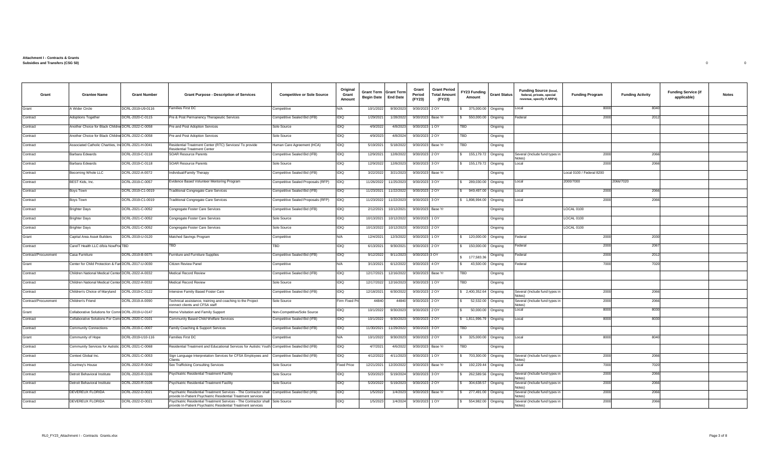**Attachment I - Contracts & Grants**
**Subsidies and Transfers (CSG 50)**

0 0

| Grant | Grantee Name | Grant Number | Grant Purpose - Description of Services | Competitive or Sole Source | Original Grant Amount | Grant Term Begin Date | Grant Term End Date | Grant Period (FY23) | Grant Period Total Amount (FY23) | FY23 Funding Amount | Grant Status | Funding Source (local, federal, private, special revenue, specify if ARPA) | Funding Program | Funding Activity | Funding Service (if applicable) | Notes |
|---|---|---|---|---|---|---|---|---|---|---|---|---|---|---|---|---|
| Grant | A Wider Circle | DCRL-2019-U9-0116 | Families First DC | Competitive | N/A | 10/1/2022 | 9/30/2023 | 9/30/2023 | 2 OY | $ 375,000.00 | Ongoing | Local | 8000 | 8040 | | |
| Contract | Adoptions Together | DCRL-2020-C-0115 | Pre & Post Permanency Therapeutic Services | Competitive Sealed Bid (IFB) | IDIQ | 1/29/2021 | 1/28/2022 | 9/30/2023 | Base Yr | $ 550,000.00 | Ongoing | Federal | 2000 | 2012 | | |
| Contract | Another Choice for Black Childre | DCRL-2022-C-0058 | Pre and Post Adoption Services | Sole Source | IDIQ | 4/9/2022 | 4/8/2023 | 9/30/2023 | 1 OY | TBD | Ongoing | | | | | |
| Contract | Another Choice for Black Childre | DCRL-2022-C-0058 | Pre and Post Adoption Services | Sole Source | IDIQ | 4/9/2023 | 4/8/2024 | 9/30/2023 | 2 OY | TBD | Ongoing | | | | | |
| Contract | Associated Catholic Charities, In | DCRL-2021-H-0041 | Residential Treatment Center (RTC) Services/ To provide Residential Treatment Center | Human Care Agreement (HCA) | IDIQ | 5/19/2021 | 5/18/2022 | 9/30/2023 | Base Yr | TBD | Ongoing | | | | | |
| Contract | Barbara Edwards | DCRL-2019-C-0118 | SOAR Resource Parents | Competitive Sealed Bid (IFB) | IDIQ | 12/9/2021 | 12/8/2022 | 9/30/2023 | 2 OY | $ 155,179.72 | Ongoing | Several (include fund types in Notes) | 2000 | 2066 | | |
| Contract | Barbara Edwards | DCRL-2019-C-0118 | SOAR Resource Parents | Sole Source | IDIQ | 12/9/2022 | 12/8/2023 | 9/30/2023 | 3 OY | $ 155,179.72 | Ongoing | Local | 2000 | 2066 | | |
| Contract | Becoming Whole LLC | DCRL-2022-A-0072 | Individual/Family Therapy | Competitive Sealed Bid (IFB) | IDIQ | 3/22/2022 | 3/21/2023 | 9/30/2023 | Base Yr | | Ongoing | | Local 0100 / Federal 8200 | | | |
| Contract | BEST Kids, Inc. | DCRL-2019-C-0057 | Evidence Based Volunteer Mentoring Program | Competitive Sealed Proposals (RFP) | IDIQ | 11/26/2022 | 11/25/2023 | 9/30/2023 | 3 OY | $ 289,030.00 | Ongoing | Local | 2000/7000 | 2066/7020 | | |
| Contract | Boys Town | DCRL-2019-C1-0019 | Traditional Congregate Care Services | Competitive Sealed Bid (IFB) | IDIQ | 11/23/2021 | 11/22/2022 | 9/30/2023 | 2 OY | $ 949,497.00 | Ongoing | Local | 2000 | 2066 | | |
| Contract | Boys Town | DCRL-2019-C1-0019 | Traditional Congregate Care Services | Competitive Sealed Proposals (RFP) | IDIQ | 11/23/2022 | 11/22/2023 | 9/30/2023 | 3 OY | $ 1,898,994.00 | Ongoing | Local | 2000 | 2066 | | |
| Contract | Brighter Days | DCRL-2021-C-0052 | Congregate Foster Care Services | Competitive Sealed Bid (IFB) | IDIQ | 2/12/2021 | 10/12/2021 | 9/30/2023 | Base Yr | | Ongoing | | LOCAL 0100 | | | |
| Contract | Brighter Days | DCRL-2021-C-0052 | Congregate Foster Care Services | Sole Source | IDIQ | 10/13/2021 | 10/12/2022 | 9/30/2023 | 1 OY | | Ongoing | | LOCAL 0100 | | | |
| Contract | Brighter Days | DCRL-2021-C-0052 | Congregate Foster Care Services | Sole Source | IDIQ | 10/13/2022 | 10/12/2023 | 9/30/2023 | 2 OY | | Ongoing | | LOCAL 0100 | | | |
| Grant | Capital Area Asset Builders | DCRL-2019-U-0120 | Matched Savings Program | Competitive | N/A | 12/4/2021 | 12/3/2022 | 9/30/2023 | 1 OY | $ 120,000.00 | Ongoing | Federal | 2000 | 2030 | | |
| Contract | CareIT Health LLC d/b/a NowPow | TBD | TBD | TBD | IDIQ | 6/13/2021 | 9/30/2021 | 9/30/2023 | 2 OY | $ 150,000.00 | Ongoing | Federal | 2000 | 2067 | | |
| Contract/Procurement | Casa Furniture | DCRL-2019-B-0075 | Furniture and Furniture Supplies | Competitive Sealed Bid (IFB) | IDIQ | 9/12/2022 | 9/11/2023 | 9/30/2023 | 3 OY | $ 177,583.36 | Ongoing | Federal | 2000 | 2012 | | |
| Grant | Center for Child Protection & Fam | DCRL-2017-U-0030 | Citizen Review Panel | Competitive | N/A | 3/13/2021 | 6/12/2022 | 9/30/2023 | 4 OY | $ 43,500.00 | Ongoing | Federal | 7000 | 7020 | | |
| Contract | Children National Medical Center | DCRL-2022-A-0032 | Medical Record Review | Competitive Sealed Bid (IFB) | IDIQ | 12/17/2021 | 12/16/2022 | 9/30/2023 | Base Yr | TBD | Ongoing | | | | | |
| Contract | Children National Medical Center | DCRL-2022-A-0032 | Medical Record Review | Sole Source | IDIQ | 12/17/2022 | 12/16/2023 | 9/30/2023 | 1 OY | TBD | Ongoing | | | | | |
| Contract | Children's Choice of Maryland | DCRL-2019-C-0122 | Intensive Family Based Foster Care | Competitive Sealed Bid (IFB) | IDIQ | 12/18/2021 | 6/30/2022 | 9/30/2023 | 2 OY | $ 2,400,352.64 | Ongoing | Several (include fund types in Notes) | 2000 | 2066 | | |
| Contract/Procurement | Children's Friend | DCRL-2019-A-0090 | Technical assistance, training and coaching to the Project connect clients and CFSA staff | Sole Source | Firm Fixed Pri | 44840 | 44840 | 9/30/2023 | 2 OY | $ 52,532.00 | Ongoing | Several (include fund types in Notes) | 2000 | 2066 | | |
| Grant | Collaborative Solutions for Comm | DCRL-2019-U-0147 | Home Visitation and Family Support | Non-Competitive/Sole Source | IDIQ | 10/1/2022 | 9/30/2023 | 9/30/2023 | 2 OY | $ 50,000.00 | Ongoing | Local | 8000 | 8030 | | |
| Contract | Collaborative Solutions For Comm | DCRL-2020-C-0101 | Community Based Child Welfare Services | Competitive Sealed Bid (IFB) | IDIQ | 10/1/2022 | 9/30/2023 | 9/30/2023 | 2 OY | $ 1,811,996.79 | Ongoing | Local | 8000 | 8030 | | |
| Contract | Community Connections | DCRL-2019-C-0007 | Family Coaching & Support Services | Competitive Sealed Bid (IFB) | IDIQ | 11/30/2021 | 11/29/2022 | 9/30/2023 | 3 OY | TBD | Ongoing | | | | | |
| Grant | Community of Hope | DCRL-2019-U10-116 | Families First DC | Competitive | N/A | 10/1/2022 | 9/30/2023 | 9/30/2023 | 2 OY | $ 325,000.00 | Ongoing | Local | 8000 | 8040 | | |
| Contract | Community Services for Autistic A | DCRL-2021-C-0068 | Residential Treatment and Educational Services for Autistic Youth | Competitive Sealed Bid (IFB) | IDIQ | 4/7/2021 | 4/6/2022 | 9/30/2023 | Base Yr | TBD | Ongoing | | | | | |
| Contract | Context Global Inc. | DCRL-2021-C-0053 | Sign Language Interpretation Services for CFSA Employees and Clients | Competitive Sealed Bid (IFB) | IDIQ | 4/12/2022 | 4/11/2023 | 9/30/2023 | 1 OY | $ 703,300.00 | Ongoing | Several (include fund types in Notes) | 2000 | 2066 | | |
| Contract | Courtney's House | DCRL-2022-R-0042 | Sex Trafficking Consulting Services | Sole Source | Fixed Price | 12/21/2021 | 12/20/2022 | 9/30/2023 | Base Yr | $ 192,229.44 | Ongoing | Local | 7000 | 7020 | | |
| Contract | Detroit Behavioral Institute | DCRL-2020-R-0106 | Psychiatric Residential Treatment Facility | Sole Source | IDIQ | 5/20/2023 | 5/19/2024 | 9/30/2023 | 3 OY | $ 262,589.56 | Ongoing | Several (include fund types in Notes) | 2000 | 2066 | | |
| Contract | Detroit Behavioral Institute | DCRL-2020-R-0106 | Psychiatric Residential Treatment Facility | Sole Source | IDIQ | 5/20/2022 | 5/19/2023 | 9/30/2023 | 2 OY | $ 304,638.57 | Ongoing | Several (include fund types in Notes) | 2000 | 2066 | | |
| Contract | DEVEREUX FLORIDA | DCRL-2022-D-0021 | Psychiatric Residential Treatment Services - The Contractor shall provide In-Patient Psychiatric Residential Treatment services | Competitive Sealed Bid (IFB) | IDIQ | 1/5/2022 | 1/4/2023 | 9/30/2023 | Base Yr | $ 277,491.00 | Ongoing | Several (include fund types in Notes) | 2000 | 2066 | | |
| Contract | DEVEREUX FLORIDA | DCRL-2022-D-0021 | Psychiatric Residential Treatment Services - The Contractor shall provide In-Patient Psychiatric Residential Treatment services | Sole Source | IDIQ | 1/5/2023 | 1/4/2024 | 9/30/2023 | 1 OY | $ 554,982.00 | Ongoing | Several (include fund types in Notes) | 2000 | 2066 | | |

RL0_FY23_Attachment I - Contracts Grants.xlsx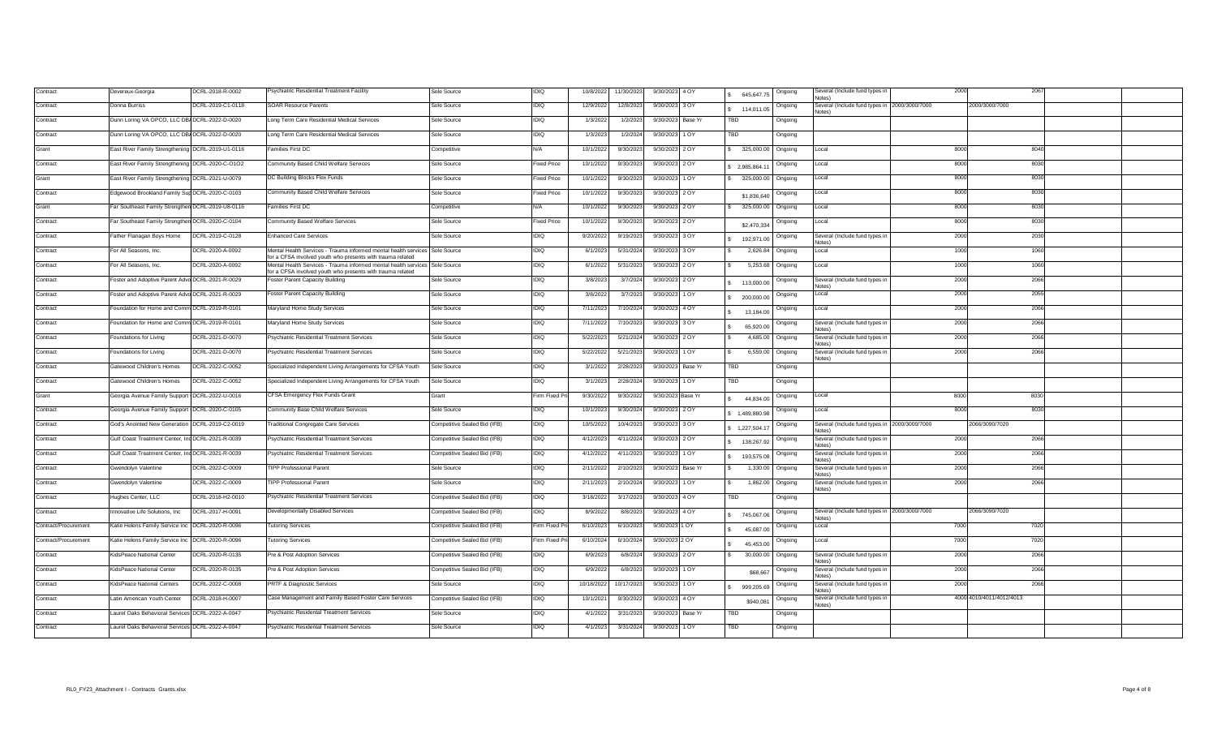| | | | | | | | | | | | | | | | | |
|---|---|---|---|---|---|---|---|---|---|---|---|---|---|---|---|---|
| Contract | Devereux-Georgia | DCRL-2018-R-0002 | Psychiatric Residential Treatment Facility | Sole Source | IDIQ | 10/8/2022 | 11/30/2023 | 9/30/2023 | 4 OY | $ 645,647.75 | Ongoing | Several (Include fund types in Notes) | 2000 | 2067 | | |
| Contract | Donna Burriss | DCRL-2019-C1-0118 | SOAR Resource Parents | Sole Source | IDIQ | 12/9/2022 | 12/8/2023 | 9/30/2023 | 3 OY | $ 114,011.05 | Ongoing | Several (Include fund types in Notes) | 2000/3000/7000 | 2000/3000/7000 | | |
| Contract | Dunn Loring VA OPCO, LLC DBA | DCRL-2022-D-0020 | Long Term Care Residential Medical Services | Sole Source | IDIQ | 1/3/2022 | 1/2/2023 | 9/30/2023 | Base Yr | TBD | Ongoing | | | | | |
| Contract | Dunn Loring VA OPCO, LLC DBA | DCRL-2022-D-0020 | Long Term Care Residential Medical Services | Sole Source | IDIQ | 1/3/2023 | 1/2/2024 | 9/30/2023 | 1 OY | TBD | Ongoing | | | | | |
| Grant | East River Family Strengthening | DCRL-2019-U1-0116 | Families First DC | Competitive | N/A | 10/1/2022 | 9/30/2023 | 9/30/2023 | 2 OY | $ 325,000.00 | Ongoing | Local | 8000 | 8040 | | |
| Contract | East River Family Strengthening | DCRL-2020-C-O1O2 | Community Based Child Welfare Services | Sole Source | Fixed Price | 10/1/2022 | 9/30/2023 | 9/30/2023 | 2 OY | $ 2,985,864.11 | Ongoing | Local | 8000 | 8030 | | |
| Grant | East River Family Strengthening | DCRL-2021-U-0079 | DC Building Blocks Flex Funds | Sole Source | Fixed Price | 10/1/2022 | 9/30/2023 | 9/30/2023 | 1 OY | $ 325,000.00 | Ongoing | Local | 8000 | 8030 | | |
| Contract | Edgewood Brookland Family Sup | DCRL-2020-C-0103 | Community Based Child Welfare Services | Sole Source | Fixed Price | 10/1/2022 | 9/30/2023 | 9/30/2023 | 2 OY | $1,836,640 | Ongoing | Local | 8000 | 8030 | | |
| Grant | Far Southeast Family Strengthen | DCRL-2019-U8-0116 | Families First DC | Competitive | N/A | 10/1/2022 | 9/30/2023 | 9/30/2023 | 2 OY | $ 325,000.00 | Ongoing | Local | 8000 | 8030 | | |
| Contract | Far Southeast Family Strengthen | DCRL-2020-C-0104 | Community Based Welfare Services | Sole Source | Fixed Price | 10/1/2022 | 9/30/2023 | 9/30/2023 | 2 OY | $2,470,334 | Ongoing | Local | 8000 | 8030 | | |
| Contract | Father Flanagan Boys Home | DCRL-2019-C-0128 | Enhanced Care Services | Sole Source | IDIQ | 9/20/2022 | 9/19/2023 | 9/30/2023 | 3 OY | $ 192,971.00 | Ongoing | Several (Include fund types in Notes) | 2000 | 2030 | | |
| Contract | For All Seasons, Inc. | DCRL-2020-A-0092 | Mental Health Services - Trauma informed mental health services for a CFSA involved youth who presents with trauma related | Sole Source | IDIQ | 6/1/2023 | 5/31/2024 | 9/30/2023 | 3 OY | $ 2,626.84 | Ongoing | Local | 1000 | 1060 | | |
| Contract | For All Seasons, Inc. | DCRL-2020-A-0092 | Mental Health Services - Trauma informed mental health services for a CFSA involved youth who presents with trauma related | Sole Source | IDIQ | 6/1/2022 | 5/31/2023 | 9/30/2023 | 2 OY | $ 5,253.68 | Ongoing | Local | 1000 | 1060 | | |
| Contract | Foster and Adoptive Parent Advo | DCRL-2021-R-0029 | Foster Parent Capacity Building | Sole Source | IDIQ | 3/8/2023 | 3/7/2024 | 9/30/2023 | 2 OY | $ 113,000.00 | Ongoing | Several (Include fund types in Notes) | 2000 | 2066 | | |
| Contract | Foster and Adoptive Parent Advo | DCRL-2021-R-0029 | Foster Parent Capacity Building | Sole Source | IDIQ | 3/8/2022 | 3/7/2023 | 9/30/2023 | 1 OY | $ 200,000.00 | Ongoing | Local | 2000 | 2055 | | |
| Contract | Foundation for Home and Comm | DCRL-2019-R-0101 | Maryland Home Study Services | Sole Source | IDIQ | 7/11/2023 | 7/10/2024 | 9/30/2023 | 4 OY | $ 13,184.00 | Ongoing | Local | 2000 | 2066 | | |
| Contract | Foundation for Home and Comm | DCRL-2019-R-0101 | Maryland Home Study Services | Sole Source | IDIQ | 7/11/2022 | 7/10/2023 | 9/30/2023 | 3 OY | $ 65,920.00 | Ongoing | Several (Include fund types in Notes) | 2000 | 2066 | | |
| Contract | Foundations for Living | DCRL-2021-D-0070 | Psychiatric Residential Treatment Services | Sole Source | IDIQ | 5/22/2023 | 5/21/2024 | 9/30/2023 | 2 OY | $ 4,685.00 | Ongoing | Several (Include fund types in Notes) | 2000 | 2066 | | |
| Contract | Foundations for Living | DCRL-2021-D-0070 | Psychiatric Residential Treatment Services | Sole Source | IDIQ | 5/22/2022 | 5/21/2023 | 9/30/2023 | 1 OY | $ 6,559.00 | Ongoing | Several (Include fund types in Notes) | 2000 | 2066 | | |
| Contract | Gatewood Children's Homes | DCRL-2022-C-0052 | Specialized Independent Living Arrangements for CFSA Youth | Sole Source | IDIQ | 3/1/2022 | 2/28/2023 | 9/30/2023 | Base Yr | TBD | Ongoing | | | | | |
| Contract | Gatewood Children's Homes | DCRL-2022-C-0052 | Specialized Independent Living Arrangements for CFSA Youth | Sole Source | IDIQ | 3/1/2023 | 2/28/2024 | 9/30/2023 | 1 OY | TBD | Ongoing | | | | | |
| Grant | Georgia Avenue Family Support | DCRL-2022-U-0016 | CFSA Emergency Flex Funds Grant | Grant | Firm Fixed Pri | 9/30/2022 | 9/30/2022 | 9/30/2023 | Base Yr | $ 44,834.00 | Ongoing | Local | 8000 | 8030 | | |
| Contract | Georgia Avenue Family Support | DCRL-2020-C-0105 | Community Base Child Welfare Services | Sole Source | IDIQ | 10/1/2023 | 9/30/2024 | 9/30/2023 | 2 OY | $ 1,489,880.98 | Ongoing | Local | 8000 | 8030 | | |
| Contract | God's Anointed New Generation | DCRL-2019-C2-0019 | Traditional Congregate Care Services | Competitive Sealed Bid (IFB) | IDIQ | 10/5/2022 | 10/4/2023 | 9/30/2023 | 3 OY | $ 1,227,504.17 | Ongoing | Several (Include fund types in Notes) | 2000/3000/7000 | 2066/3090/7020 | | |
| Contract | Gulf Coast Treatment Center, Inc | DCRL-2021-R-0039 | Psychiatric Residential Treatment Services | Competitive Sealed Bid (IFB) | IDIQ | 4/12/2023 | 4/11/2024 | 9/30/2023 | 2 OY | $ 138,267.92 | Ongoing | Several (Include fund types in Notes) | 2000 | 2066 | | |
| Contract | Gulf Coast Treatment Center, Inc | DCRL-2021-R-0039 | Psychiatric Residential Treatment Services | Competitive Sealed Bid (IFB) | IDIQ | 4/12/2022 | 4/11/2023 | 9/30/2023 | 1 OY | $ 193,575.08 | Ongoing | Several (Include fund types in Notes) | 2000 | 2066 | | |
| Contract | Gwendolyn Valentine | DCRL-2022-C-0009 | TIPP Professional Parent | Sole Source | IDIQ | 2/11/2022 | 2/10/2023 | 9/30/2023 | Base Yr | $ 1,330.00 | Ongoing | Several (Include fund types in Notes) | 2000 | 2066 | | |
| Contract | Gwendolyn Valentine | DCRL-2022-C-0009 | TIPP Professional Parent | Sole Source | IDIQ | 2/11/2023 | 2/10/2024 | 9/30/2023 | 1 OY | $ 1,862.00 | Ongoing | Several (Include fund types in Notes) | 2000 | 2066 | | |
| Contract | Hughes Center, LLC | DCRL-2018-H2-0010 | Psychiatric Residential Treatment Services | Competitive Sealed Bid (IFB) | IDIQ | 3/18/2022 | 3/17/2023 | 9/30/2023 | 4 OY | TBD | Ongoing | | | | | |
| Contract | Innovative Life Solutions, Inc | DCRL-2017-H-0091 | Developmentally Disabled Services | Competitive Sealed Bid (IFB) | IDIQ | 8/9/2022 | 8/8/2023 | 9/30/2023 | 4 OY | $ 745,067.06 | Ongoing | Several (Include fund types in Notes) | 2000/3000/7000 | 2066/3090/7020 | | |
| Contract/Procurement | Katie Helens Family Service Inc | DCRL-2020-R-0096 | Tutoring Services | Competitive Sealed Bid (IFB) | Firm Fixed Pri | 6/10/2023 | 6/10/2023 | 9/30/2023 | 1 OY | $ 45,087.00 | Ongoing | Local | 7000 | 7020 | | |
| Contract/Procurement | Katie Helens Family Service Inc | DCRL-2020-R-0096 | Tutoring Services | Competitive Sealed Bid (IFB) | Firm Fixed Pri | 6/10/2024 | 6/10/2024 | 9/30/2023 | 2 OY | $ 45,453.00 | Ongoing | Local | 7000 | 7020 | | |
| Contract | KidsPeace National Center | DCRL-2020-R-0135 | Pre & Post Adoption Services | Competitive Sealed Bid (IFB) | IDIQ | 6/9/2023 | 6/8/2024 | 9/30/2023 | 2 OY | $ 30,000.00 | Ongoing | Several (Include fund types in Notes) | 2000 | 2066 | | |
| Contract | KidsPeace National Center | DCRL-2020-R-0135 | Pre & Post Adoption Services | Competitive Sealed Bid (IFB) | IDIQ | 6/9/2022 | 6/8/2023 | 9/30/2023 | 1 OY | $68,667 | Ongoing | Several (Include fund types in Notes) | 2000 | 2066 | | |
| Contract | KidsPeace National Centers | DCRL-2022-C-0008 | PRTF & Diagnostic Services | Sole Source | IDIQ | 10/18/2022 | 10/17/2023 | 9/30/2023 | 1 OY | $ 999,205.69 | Ongoing | Several (Include fund types in Notes) | 2000 | 2066 | | |
| Contract | Latin American Youth Center | DCRL-2018-H-0007 | Case Management and Family Based Foster Care Services | Competitive Sealed Bid (IFB) | IDIQ | 10/1/2021 | 9/30/2022 | 9/30/2023 | 4 OY | $940,081 | Ongoing | Several (Include fund types in Notes) | 4000 | 4010/4011/4012/4013 | | |
| Contract | Laurel Oaks Behavioral Services | DCRL-2022-A-0047 | Psychiatric Residential Treatment Services | Sole Source | IDIQ | 4/1/2022 | 3/31/2023 | 9/30/2023 | Base Yr | TBD | Ongoing | | | | | |
| Contract | Laurel Oaks Behavioral Services | DCRL-2022-A-0047 | Psychiatric Residential Treatment Services | Sole Source | IDIQ | 4/1/2023 | 3/31/2024 | 9/30/2023 | 1 OY | TBD | Ongoing | | | | | |

RL0_FY23_Attachment I - Contracts Grants.xlsx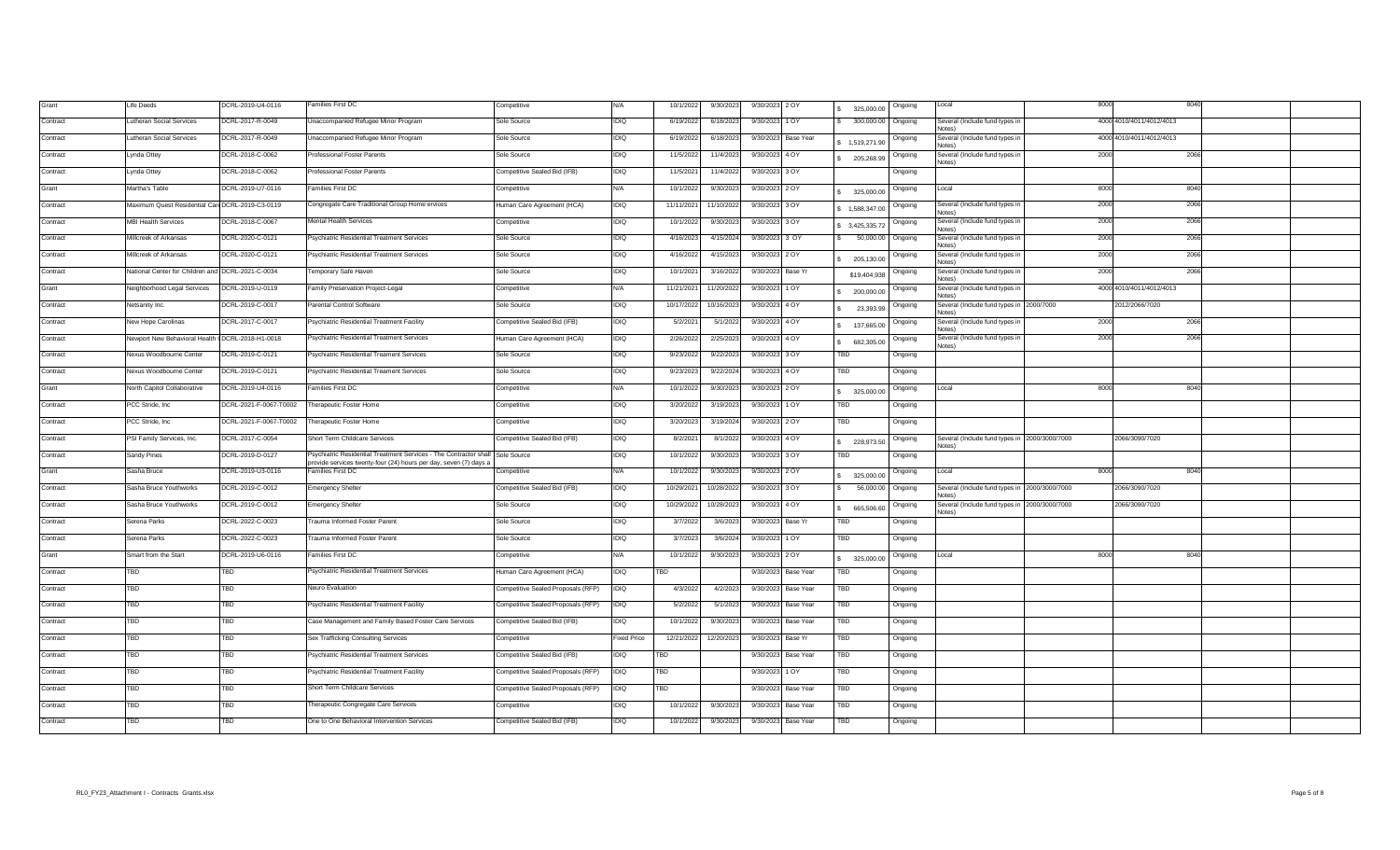| | | | | | | | | | | | | | | | | | |
|---|---|---|---|---|---|---|---|---|---|---|---|---|---|---|---|---|---|
| Grant | Life Deeds | DCRL-2019-U4-0116 | Families First DC | Competitive | N/A | 10/1/2022 | 9/30/2023 | 9/30/2023 | 2 OY | $ 325,000.00 | Ongoing | Local | | 8000 | 8040 | | |
| Contract | Lutheran Social Services | DCRL-2017-R-0049 | Unaccompanied Refugee Minor Program | Sole Source | IDIQ | 6/19/2022 | 6/18/2023 | 9/30/2023 | 1 OY | $ 300,000.00 | Ongoing | Several (Include fund types in Notes) | | 4000 | 4010/4011/4012/4013 | | |
| Contract | Lutheran Social Services | DCRL-2017-R-0049 | Unaccompanied Refugee Minor Program | Sole Source | IDIQ | 6/19/2022 | 6/18/2023 | 9/30/2023 | Base Year | $ 1,519,271.90 | Ongoing | Several (Include fund types in Notes) | | 4000 | 4010/4011/4012/4013 | | |
| Contract | Lynda Ottey | DCRL-2018-C-0062 | Professional Foster Parents | Sole Source | IDIQ | 11/5/2022 | 11/4/2023 | 9/30/2023 | 4 OY | $ 205,268.99 | Ongoing | Several (Include fund types in Notes) | | 2000 | 2066 | | |
| Contract | Lynda Ottey | DCRL-2018-C-0062 | Professional Foster Parents | Competitive Sealed Bid (IFB) | IDIQ | 11/5/2021 | 11/4/2022 | 9/30/2023 | 3 OY | | Ongoing | | | | | | |
| Grant | Martha's Table | DCRL-2019-U7-0116 | Families First DC | Competitive | N/A | 10/1/2022 | 9/30/2023 | 9/30/2023 | 2 OY | $ 325,000.00 | Ongoing | Local | | 8000 | 8040 | | |
| Contract | Maximum Quest Residential Care | DCRL-2019-C3-0119 | Congregate Care Traditional Group Home ervices | Human Care Agreement (HCA) | IDIQ | 11/11/2021 | 11/10/2022 | 9/30/2023 | 3 OY | $ 1,588,347.00 | Ongoing | Several (Include fund types in Notes) | | 2000 | 2066 | | |
| Contract | MBI Health Services | DCRL-2018-C-0067 | Mental Health Services | Competitive | IDIQ | 10/1/2022 | 9/30/2023 | 9/30/2023 | 3 OY | $ 3,425,335.72 | Ongoing | Several (Include fund types in Notes) | | 2000 | 2066 | | |
| Contract | Millcreek of Arkansas | DCRL-2020-C-0121 | Psychiatric Residential Treatment Services | Sole Source | IDIQ | 4/16/2023 | 4/15/2024 | 9/30/2023 | 3 OY | $ 50,000.00 | Ongoing | Several (Include fund types in Notes) | | 2000 | 2066 | | |
| Contract | Millcreek of Arkansas | DCRL-2020-C-0121 | Psychiatric Residential Treatment Services | Sole Source | IDIQ | 4/16/2022 | 4/15/2023 | 9/30/2023 | 2 OY | $ 205,130.00 | Ongoing | Several (Include fund types in Notes) | | 2000 | 2066 | | |
| Contract | National Center for Children and | DCRL-2021-C-0034 | Temporary Safe Haven | Sole Source | IDIQ | 10/1/2021 | 3/16/2022 | 9/30/2023 | Base Yr | $19,404,938 | Ongoing | Several (Include fund types in Notes) | | 2000 | 2066 | | |
| Grant | Neighborhood Legal Services | DCRL-2019-U-0119 | Family Preservation Project-Legal | Competitive | N/A | 11/21/2021 | 11/20/2022 | 9/30/2023 | 1 OY | $ 200,000.00 | Ongoing | Several (Include fund types in Notes) | | 4000 | 4010/4011/4012/4013 | | |
| Contract | Netsanity Inc. | DCRL-2019-C-0017 | Parental Control Software | Sole Source | IDIQ | 10/17/2022 | 10/16/2023 | 9/30/2023 | 4 OY | $ 23,393.99 | Ongoing | Several (Include fund types in Notes) | 2000/7000 | | 2012/2066/7020 | | |
| Contract | New Hope Carolinas | DCRL-2017-C-0017 | Psychiatric Residential Treatment Facility | Competitive Sealed Bid (IFB) | IDIQ | 5/2/2021 | 5/1/2022 | 9/30/2023 | 4 OY | $ 137,665.00 | Ongoing | Several (Include fund types in Notes) | | 2000 | 2066 | | |
| Contract | Newport New Behavioral Health | DCRL-2018-H1-0018 | Psychiatric Residential Treatment Services | Human Care Agreement (HCA) | IDIQ | 2/26/2022 | 2/25/2023 | 9/30/2023 | 4 OY | $ 682,305.00 | Ongoing | Several (Include fund types in Notes) | | 2000 | 2066 | | |
| Contract | Nexus Woodbourne Center | DCRL-2019-C-0121 | Psychiatric Residential Treament Services | Sole Source | IDIQ | 9/23/2022 | 9/22/2023 | 9/30/2023 | 3 OY | TBD | Ongoing | | | | | | |
| Contract | Nexus Woodbourne Center | DCRL-2019-C-0121 | Psychiatric Residential Treament Services | Sole Source | IDIQ | 9/23/2023 | 9/22/2024 | 9/30/2023 | 4 OY | TBD | Ongoing | | | | | | |
| Grant | North Capitol Collaborative | DCRL-2019-U4-0116 | Families First DC | Competitive | N/A | 10/1/2022 | 9/30/2023 | 9/30/2023 | 2 OY | $ 325,000.00 | Ongoing | Local | | 8000 | 8040 | | |
| Contract | PCC Stride, Inc | DCRL-2021-F-0067-T0002 | Therapeutic Foster Home | Competitive | IDIQ | 3/20/2022 | 3/19/2023 | 9/30/2023 | 1 OY | TBD | Ongoing | | | | | | |
| Contract | PCC Stride, Inc | DCRL-2021-F-0067-T0002 | Therapeutic Foster Home | Competitive | IDIQ | 3/20/2023 | 3/19/2024 | 9/30/2023 | 2 OY | TBD | Ongoing | | | | | | |
| Contract | PSI Family Services, Inc. | DCRL-2017-C-0054 | Short Term Childcare Services | Competitive Sealed Bid (IFB) | IDIQ | 8/2/2021 | 8/1/2022 | 9/30/2023 | 4 OY | $ 228,973.50 | Ongoing | Several (Include fund types in Notes) | 2000/3000/7000 | | 2066/3090/7020 | | |
| Contract | Sandy Pines | DCRL-2019-D-0127 | Psychiatric Residential Treatment Services - The Contractor shall provide services twenty-four (24) hours per day, seven (7) days a | Sole Source | IDIQ | 10/1/2022 | 9/30/2023 | 9/30/2023 | 3 OY | TBD | Ongoing | | | | | | |
| Grant | Sasha Bruce | DCRL-2019-U3-0116 | Families First DC | Competitive | N/A | 10/1/2022 | 9/30/2023 | 9/30/2023 | 2 OY | $ 325,000.00 | Ongoing | Local | | 8000 | 8040 | | |
| Contract | Sasha Bruce Youthworks | DCRL-2019-C-0012 | Emergency Shelter | Competitive Sealed Bid (IFB) | IDIQ | 10/29/2021 | 10/28/2022 | 9/30/2023 | 3 OY | $ 56,000.00 | Ongoing | Several (Include fund types in Notes) | 2000/3000/7000 | | 2066/3090/7020 | | |
| Contract | Sasha Bruce Youthworks | DCRL-2019-C-0012 | Emergency Shelter | Sole Source | IDIQ | 10/29/2022 | 10/28/2023 | 9/30/2023 | 4 OY | $ 665,506.60 | Ongoing | Several (Include fund types in Notes) | 2000/3000/7000 | | 2066/3090/7020 | | |
| Contract | Serena Parks | DCRL-2022-C-0023 | Trauma Informed Foster Parent | Sole Source | IDIQ | 3/7/2022 | 3/6/2023 | 9/30/2023 | Base Yr | TBD | Ongoing | | | | | | |
| Contract | Serena Parks | DCRL-2022-C-0023 | Trauma Informed Foster Parent | Sole Source | IDIQ | 3/7/2023 | 3/6/2024 | 9/30/2023 | 1 OY | TBD | Ongoing | | | | | | |
| Grant | Smart from the Start | DCRL-2019-U6-0116 | Families First DC | Competitive | N/A | 10/1/2022 | 9/30/2023 | 9/30/2023 | 2 OY | $ 325,000.00 | Ongoing | Local | | 8000 | 8040 | | |
| Contract | TBD | TBD | Psychiatric Residential Treatment Services | Human Care Agreement (HCA) | IDIQ | TBD | | 9/30/2023 | Base Year | TBD | Ongoing | | | | | | |
| Contract | TBD | TBD | Neuro Evaluation | Competitive Sealed Proposals (RFP) | IDIQ | 4/3/2022 | 4/2/2023 | 9/30/2023 | Base Year | TBD | Ongoing | | | | | | |
| Contract | TBD | TBD | Psychiatric Residential Treatment Facility | Competitive Sealed Proposals (RFP) | IDIQ | 5/2/2022 | 5/1/2023 | 9/30/2023 | Base Year | TBD | Ongoing | | | | | | |
| Contract | TBD | TBD | Case Management and Family Based Foster Care Services | Competitive Sealed Bid (IFB) | IDIQ | 10/1/2022 | 9/30/2023 | 9/30/2023 | Base Year | TBD | Ongoing | | | | | | |
| Contract | TBD | TBD | Sex Trafficking Consulting Services | Competitive | Fixed Price | 12/21/2022 | 12/20/2023 | 9/30/2023 | Base Yr | TBD | Ongoing | | | | | | |
| Contract | TBD | TBD | Psychiatric Residential Treatment Services | Competitive Sealed Bid (IFB) | IDIQ | TBD | | 9/30/2023 | Base Year | TBD | Ongoing | | | | | | |
| Contract | TBD | TBD | Psychiatric Residential Treatment Facility | Competitive Sealed Proposals (RFP) | IDIQ | TBD | | 9/30/2023 | 1 OY | TBD | Ongoing | | | | | | |
| Contract | TBD | TBD | Short Term Childcare Services | Competitive Sealed Proposals (RFP) | IDIQ | TBD | | 9/30/2023 | Base Year | TBD | Ongoing | | | | | | |
| Contract | TBD | TBD | Therapeutic Congregate Care Services | Competitive | IDIQ | 10/1/2022 | 9/30/2023 | 9/30/2023 | Base Year | TBD | Ongoing | | | | | | |
| Contract | TBD | TBD | One to One Behavioral Intervention Services | Competitive Sealed Bid (IFB) | IDIQ | 10/1/2022 | 9/30/2023 | 9/30/2023 | Base Year | TBD | Ongoing | | | | | | |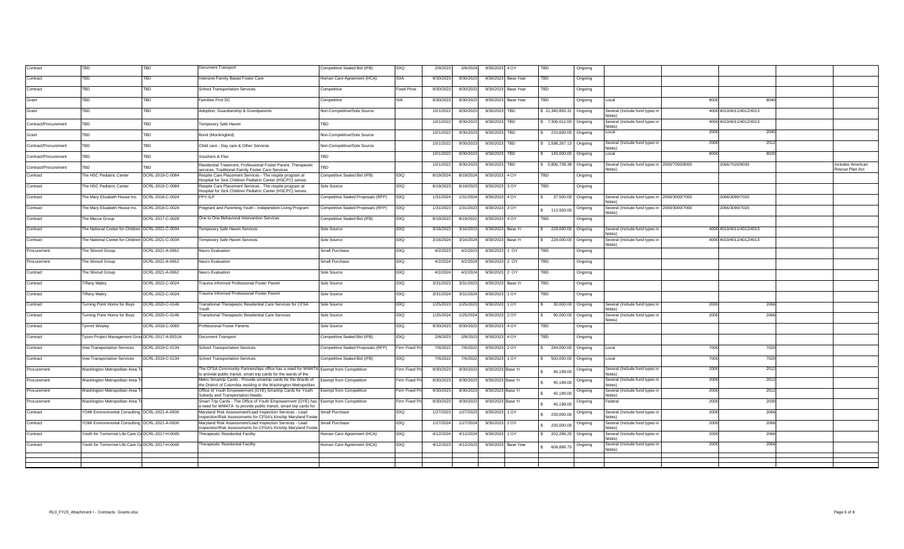| | | | | | | | | | | | | | | | | | |
|---|---|---|---|---|---|---|---|---|---|---|---|---|---|---|---|---|---|
| Contract | TBD | TBD | Document Transport | Competitive Sealed Bid (IFB) | IDIQ | 2/9/2023 | 2/8/2024 | 9/30/2023 | 4 OY | TBD | Ongoing | | | | | | |
| Contract | TBD | TBD | Intensive Family Based Foster Care | Human Care Agreement (HCA) | IDIA | 9/30/2023 | 9/30/2023 | 9/30/2023 | Base Year | TBD | Ongoing | | | | | | |
| Contract | TBD | TBD | School Transportation Services | Competitive | Fixed Price | 9/30/2023 | 9/30/2023 | 9/30/2023 | Base Year | TBD | Ongoing | | | | | | |
| Grant | TBD | TBD | Families First DC | Competitive | N/A | 9/30/2023 | 9/30/2023 | 9/30/2023 | Base Year | TBD | Ongoing | Local | | 8000 | 8040 | | |
| Grant | TBD | TBD | Adoption, Guardianship & Grandparents | Non-Competitive/Sole Source | | 10/1/2022 | 9/30/2023 | 9/30/2023 | TBD | $ 21,340,850.31 | Ongoing | Several (Include fund types in Notes) | | 4000 | 4010/4011/4012/4013 | | |
| Contract/Procurement | TBD | TBD | Temporary Safe Haven | TBD | | 10/1/2022 | 9/30/2023 | 9/30/2023 | TBD | $ 7,306,012.00 | Ongoing | Several (Include fund types in Notes) | | 4000 | 4010/4011/4012/4013 | | |
| Grant | TBD | TBD | Bond (Mockingbird) | Non-Competitive/Sole Source | | 10/1/2022 | 9/30/2023 | 9/30/2023 | TBD | $ 210,600.00 | Ongoing | Local | | 2000 | 2045 | | |
| Contract/Procurement | TBD | TBD | Child care - Day care & Other Services | Non-Competitive/Sole Source | | 10/1/2022 | 9/30/2023 | 9/30/2023 | TBD | $ 1,598,267.13 | Ongoing | Several (Include fund types in Notes) | | 2000 | 2012 | | |
| Contract/Procurement | TBD | TBD | Vouchers & Flex | TBD | | 10/1/2022 | 9/30/2023 | 9/30/2023 | TBD | $ 145,000.00 | Ongoing | Local | | 8000 | 8020 | | |
| Contract/Procurement | TBD | TBD | Residential Treatment, Professional Foster Parent, Therapeutic services, Traditional Family Foster Care Services | TBD | | 10/1/2022 | 9/30/2023 | 9/30/2023 | TBD | $ 5,806,739.38 | Ongoing | Several (Include fund types in Notes) | 2000/7000/8000 | | 2066/7020/8030 | | Includes American Rescue Plan Act |
| Contract | The HSC Pediatric Center | DCRL-2019-C-0084 | Respite Care Placement Services - The respite program at Hospital for Sick Children Pediatric Center (HSCPC) serves | Competitive Sealed Bid (IFB) | IDIQ | 8/19/2024 | 8/19/2024 | 9/30/2023 | 4 OY | TBD | Ongoing | | | | | | |
| Contract | The HSC Pediatric Center | DCRL-2019-C-0084 | Respite Care Placement Services - The respite program at Hospital for Sick Children Pediatric Center (HSCPC) serves | Sole Source | IDIQ | 8/19/2023 | 8/19/2023 | 9/30/2023 | 3 OY | TBD | Ongoing | | | | | | |
| Contract | The Mary Elizabeth House Inc. | DCRL-2018-C-0024 | PPY-ILP | Competitive Sealed Proposals (RFP) | IDIQ | 1/31/2024 | 1/31/2024 | 9/30/2023 | 4 OY | $ 37,500.00 | Ongoing | Several (Include fund types in Notes) | 2000/3000/7000 | | 2066/3090/7020 | | |
| Contract | The Mary Elizabeth House Inc. | DCRL-2018-C-0024 | Pregnant and Parenting Youth - Independent Living Program | Competitive Sealed Proposals (RFP) | IDIQ | 1/31/2023 | 1/31/2023 | 9/30/2023 | 3 OY | $ 112,500.00 | Ongoing | Several (Include fund types in Notes) | 2000/3000/7000 | | 2066/3090/7020 | | |
| Contract | The Mecca Group | DCRL-2017-C-0028 | One to One Behavioral Intervention Services | Competitive Sealed Bid (IFB) | IDIQ | 8/19/2022 | 8/19/2022 | 9/30/2023 | 4 OY | TBD | Ongoing | | | | | | |
| Contract | The National Center for Children | DCRL-2021-C-0034 | Temporary Safe Haven Services | Sole Source | IDIQ | 3/16/2023 | 3/16/2023 | 9/30/2023 | Base Yr | $ 228,000.00 | Ongoing | Several (Include fund types in Notes) | | 4000 | 4010/4011/4012/4013 | | |
| Contract | The National Center for Children | DCRL-2021-C-0034 | Temporary Safe Haven Services | Sole Source | IDIQ | 3/16/2024 | 3/16/2024 | 9/30/2023 | Base Yr | $ 228,000.00 | Ongoing | Several (Include fund types in Notes) | | 4000 | 4010/4011/4012/4013 | | |
| Procurement | The Stixrud Group | DCRL-2021-A-0062 | Neuro Evaluation | Small Purchase | IDIQ | 4/2/2023 | 4/2/2023 | 9/30/2023 | 1 OY | TBD | Ongoing | | | | | | |
| Procurement | The Stixrud Group | DCRL-2021-A-0062 | Neuro Evaluation | Small Purchase | IDIQ | 4/2/2024 | 4/2/2024 | 9/30/2023 | 2 OY | TBD | Ongoing | | | | | | |
| Contract | The Stixrud Group | DCRL-2021-A-0062 | Neuro Evaluation | Sole Source | IDIQ | 4/2/2024 | 4/2/2024 | 9/30/2023 | 2 OY | TBD | Ongoing | | | | | | |
| Contract | Tiffany Mabry | DCRL-2022-C-0024 | Trauma Informed Professional Foster Parent | Sole Source | IDIQ | 3/31/2023 | 3/31/2023 | 9/30/2023 | Base Yr | TBD | Ongoing | | | | | | |
| Contract | Tiffany Mabry | DCRL-2022-C-0024 | Trauma Informed Professional Foster Parent | Sole Source | IDIQ | 3/31/2024 | 3/31/2024 | 9/30/2023 | 1 OY | TBD | Ongoing | | | | | | |
| Contract | Turning Point Home for Boys | DCRL-2020-C-0146 | Transitional Therapeutic Residential Care Services for CFSA Youth | Sole Source | IDIQ | 1/25/2023 | 1/25/2023 | 9/30/2023 | 1 OY | $ 30,000.00 | Ongoing | Several (Include fund types in Notes) | | 2000 | 2066 | | |
| Contract | Turning Point Home for Boys | DCRL-2020-C-0146 | Transitional Therapeutic Residential Care Services | Sole Source | IDIQ | 1/25/2024 | 1/25/2024 | 9/30/2023 | 2 OY | $ 90,000.00 | Ongoing | Several (Include fund types in Notes) | | 2000 | 2066 | | |
| Contract | Tymmi Wesley | DCRL-2018-C-0060 | Professional Foster Parents | Sole Source | IDIQ | 9/30/2023 | 9/30/2023 | 9/30/2023 | 4 OY | TBD | Ongoing | | | | | | |
| Contract | Tyson Project Management Grou | DCRL-2017-A-0031A | Document Transport | Competitive Sealed Bid (IFB) | IDIQ | 2/8/2023 | 2/8/2023 | 9/30/2023 | 4 OY | TBD | Ongoing | | | | | | |
| Contract | Vow Transportation Services | DCRL-2019-C-0134 | School Transportation Services | Competitive Sealed Proposals (RFP) | Firm Fixed Pri | 7/6/2022 | 7/6/2022 | 9/30/2023 | 2 OY | $ 244,000.00 | Ongoing | Local | | 7000 | 7020 | | |
| Contract | Vow Transportation Services | DCRL-2019-C-0134 | School Transportation Services | Competitive Sealed Bid (IFB) | IDIQ | 7/6/2022 | 7/6/2022 | 9/30/2023 | 1 OY | $ 500,000.00 | Ongoing | Local | | 7000 | 7020 | | |
| Procurement | Washington Metropolitan Area Tr | | The CFSA Community Partnerships office has a need for WMATA to provide public transit, smart trip cards for the wards of the | Exempt from Competition | Firm Fixed Pri | 9/30/2023 | 9/30/2023 | 9/30/2023 | Base Yr | $ 45,199.00 | Ongoing | Several (Include fund types in Notes) | | 2000 | 2012 | | |
| Procurement | Washington Metropolitan Area Tr | | Metro Smartrip Cards - Provide smartrip cards for the Wards of the District of Columbia residing in the Washington Metropolitan | Exempt from Competition | Firm Fixed Pri | 9/30/2023 | 9/30/2023 | 9/30/2023 | Base Yr | $ 45,199.00 | Ongoing | Several (Include fund types in Notes) | | 2000 | 2012 | | |
| Procurement | Washington Metropolitan Area Tr | | Office of Youth Empowerment (OYE) Smartrip Cards for Youth Subsidy and Transportation Needs. | Exempt from Competition | Firm Fixed Pri | 9/30/2023 | 9/30/2023 | 9/30/2023 | Base Yr | $ 45,199.00 | Ongoing | Several (Include fund types in Notes) | | 2000 | 2012 | | |
| Procurement | Washington Metropolitan Area Tr | | Smart Trip Cards - The Office of Youth Empowerment (OYE) has a need for WMATA to provide public transit, smart trip cards for | Exempt from Competition | Firm Fixed Pri | 9/30/2023 | 9/30/2023 | 9/30/2023 | Base Yr | $ 45,199.00 | Ongoing | Federal | | 2000 | 2030 | | |
| Contract | YOMI Environmental Consulting | DCRL-2021-A-0006 | Maryland Risk Assessment/Lead Inspection Services - Lead Inspection/Risk Assessments for CFSA's Kinship Maryland Foster | Small Purchase | IDIQ | 1/27/2023 | 1/27/2023 | 9/30/2023 | 1 OY | $ 230,000.00 | Ongoing | Several (Include fund types in Notes) | | 2000 | 2066 | | |
| Contract | YOMI Environmental Consulting | DCRL-2021-A-0006 | Maryland Risk Assessment/Lead Inspection Services - Lead Inspection/Risk Assessments for CFSA's Kinship Maryland Foster | Small Purchase | IDIQ | 1/27/2024 | 1/27/2024 | 9/30/2023 | 2 OY | $ 230,000.00 | Ongoing | Several (Include fund types in Notes) | | 2000 | 2066 | | |
| Contract | Youth for Tomorrow Life Care Ce | DCRL-2017-H-0045 | Therapeutic Residential Facility | Human Care Agreement (HCA) | IDIQ | 4/12/2024 | 4/12/2024 | 9/30/2023 | 1 OY | $ 202,296.25 | Ongoing | Several (Include fund types in Notes) | | 2000 | 2066 | | |
| Contract | Youth for Tomorrow Life Care Ce | DCRL-2017-H-0045 | Therapeutic Residential Facility | Human Care Agreement (HCA) | IDIQ | 4/12/2023 | 4/12/2023 | 9/30/2023 | Base Year | $ 606,888.75 | Ongoing | Several (Include fund types in Notes) | | 2000 | 2066 | | |

RL0_FY23_Attachment I - Contracts Grants.xlsx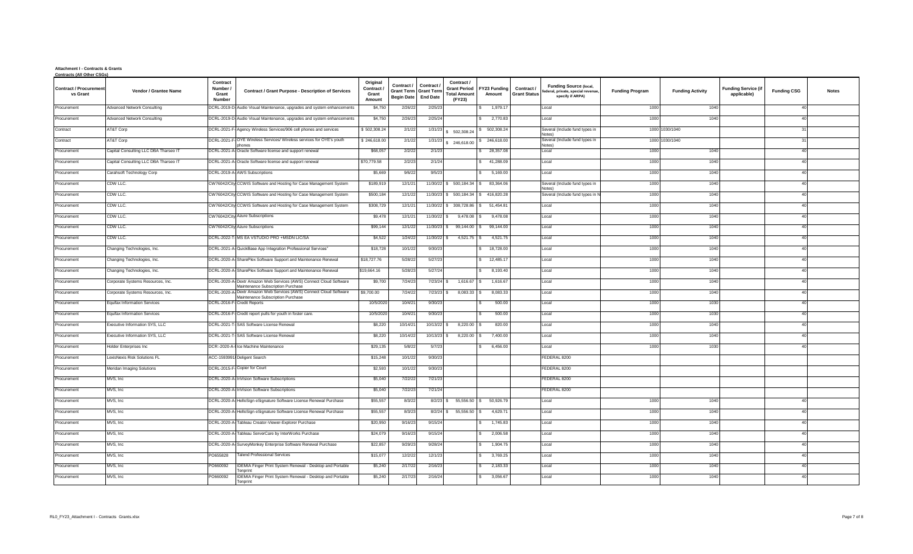**Attachment I - Contracts & Grants**
**Contracts (All Other CSGs)**

| Contract / Procurement vs Grant | Vendor / Grantee Name | Contract Number / Grant Number | Contract / Grant Purpose - Description of Services | Original Contract / Grant Amount | Contract / Grant Term Begin Date | Contract / Grant Term End Date | Contract / Grant Period Total Amount (FY23) | FY23 Funding Amount | Contract / Grant Status | Funding Source (local, federal, private, special revenue, specify if ARPA) | Funding Program | Funding Activity | Funding Service (if applicable) | Funding CSG | Notes |
|---|---|---|---|---|---|---|---|---|---|---|---|---|---|---|---|
| Procurement | Advanced Network Consulting | DCRL-2019-D- | Audio Visual Maintenance, upgrades and system enhancements | $4,750 | 2/26/22 | 2/25/23 | | $ 1,979.17 | | Local | 1000 | 1040 | | 40 | |
| Procurement | Advanced Network Consulting | DCRL-2019-D- | Audio Visual Maintenance, upgrades and system enhancements | $4,750 | 2/26/23 | 2/25/24 | | $ 2,770.83 | | Local | 1000 | 1040 | | 40 | |
| Contract | AT&T Corp | DCRL-2021-F- | Agency Wireless Services/906 cell phones and services | $ 502,308.24 | 2/1/22 | 1/31/23 | $ 502,308.24 | $ 502,308.24 | | Several (include fund types in Notes) | 1000 | 1030/1040 | | 31 | |
| Contract | AT&T Corp | DCRL-2021-F- | OYE Wireless Services/ Wireless services for OYE's youth phones | $ 246,618.00 | 2/1/22 | 1/31/23 | $ 246,618.00 | $ 246,618.00 | | Several (include fund types in Notes) | 1000 | 1030/1040 | | 31 | |
| Procurement | Capital Consulting LLC DBA Tharseo IT | DCRL-2021-A- | Oracle Software license and support renewal | $68,057 | 2/2/22 | 2/1/23 | | $ 28,357.08 | | Local | 1000 | 1040 | | 40 | |
| Procurement | Capital Consulting LLC DBA Tharseo IT | DCRL-2021-A- | Oracle Software license and support renewal | $70,779.58 | 2/2/23 | 2/1/24 | | $ 41,288.09 | | Local | 1000 | 1040 | | 40 | |
| Procurement | Carahsoft Technology Corp | DCRL-2019-A- | AWS Subscriptions | $5,669 | 9/6/22 | 9/5/23 | | $ 5,169.00 | | Local | 1000 | 1040 | | 40 | |
| Procurement | CDW LLC. | CW76042/City | CCWIS Software and Hosting for Case Management System | $189,919 | 12/1/21 | 11/30/22 | $ 500,184.34 | $ 83,364.06 | | Several (include fund types in Notes) | 1000 | 1040 | | 40 | |
| Procurement | CDW LLC. | CW76042/City | CCWIS Software and Hosting for Case Management System | $500,184 | 12/1/22 | 11/30/23 | $ 500,184.34 | $ 416,820.28 | | Several (include fund types in N | 1000 | 1040 | | 40 | |
| Procurement | CDW LLC. | CW76042/City | CCWIS Software and Hosting for Case Management System | $308,729 | 12/1/21 | 11/30/22 | $ 308,728.86 | $ 51,454.81 | | Local | 1000 | 1040 | | 40 | |
| Procurement | CDW LLC. | CW76042/City | Azure Subscriptions | $9,478 | 12/1/21 | 11/30/22 | $ 9,478.08 | $ 9,478.08 | | Local | 1000 | 1040 | | 40 | |
| Procurement | CDW LLC. | CW76042/City | Azure Subscriptions | $99,144 | 12/1/22 | 11/30/23 | $ 99,144.00 | $ 99,144.00 | | Local | 1000 | 1040 | | 40 | |
| Procurement | CDW LLC. | DCRL-2022-T- | MS EA VSTUDIO PRO +MSDN LIC/SA | $4,522 | 1/24/22 | 11/30/22 | $ 4,521.75 | $ 4,521.75 | | Local | 1000 | 1040 | | 40 | |
| Procurement | Changing Technologies, Inc. | DCRL-2021-A- | QuickBase App Integration Professional Services" | $18,728 | 10/1/22 | 9/30/23 | | $ 18,728.00 | | Local | 1000 | 1040 | | 40 | |
| Procurement | Changing Technologies, Inc. | DCRL-2020-A- | SharePlex Software Support and Maintenance Renewal | $18,727.76 | 5/28/22 | 5/27/23 | | $ 12,485.17 | | Local | 1000 | 1040 | | 40 | |
| Procurement | Changing Technologies, Inc. | DCRL-2020-A- | SharePlex Software Support and Maintenance Renewal | $19,664.16 | 5/28/23 | 5/27/24 | | $ 8,193.40 | | Local | 1000 | 1040 | | 40 | |
| Procurement | Corporate Systems Resources, Inc. | DCRL-2020-A- | Dextr Amazon Web Services (AWS) Connect Cloud Software Maintenance Subscription Purchase | $9,700 | 7/24/23 | 7/23/24 | $ 1,616.67 | $ 1,616.67 | | Local | 1000 | 1040 | | 40 | |
| Procurement | Corporate Systems Resources, Inc. | DCRL-2020-A- | Dextr Amazon Web Services (AWS) Connect Cloud Software Maintenance Subscription Purchase | $9,700.00 | 7/24/22 | 7/23/23 | $ 8,083.33 | $ 8,083.33 | | Local | 1000 | 1040 | | 40 | |
| Procurement | Equifax Information Services | DCRL-2016-F- | Credit Reports | 10/5/2020 | 10/4/21 | 9/30/23 | | $ 500.00 | | Local | 1000 | 1030 | | 40 | |
| Procurement | Equifax Information Services | DCRL-2016-F- | Credit report pulls for youth in foster care. | 10/5/2020 | 10/4/21 | 9/30/23 | | $ 500.00 | | Local | 1000 | 1030 | | 40 | |
| Procurement | Executive Information SYS, LLC | DCRL-2021-T- | SAS Software License Renewal | $8,220 | 10/14/21 | 10/13/22 | $ 8,220.00 | $ 820.00 | | Local | 1000 | 1040 | | 40 | |
| Procurement | Executive Information SYS, LLC | DCRL-2021-T- | SAS Software License Renewal | $8,220 | 10/14/22 | 10/13/23 | $ 8,220.00 | $ 7,400.00 | | Local | 1000 | 1040 | | 40 | |
| Procurement | Holder Enterprises Inc | DCR -2020-A- | Ice Machine Maintenance | $29,135 | 5/8/22 | 5/7/23 | | $ 6,456.00 | | Local | 1000 | 1030 | | 40 | |
| Procurement | LexisNexis Risk Solutions FL | ACC-1593991 | Deligent Search | $15,248 | 10/1/22 | 9/30/23 | | | | FEDERAL 8200 | | | | | |
| Procurement | Meridan Imaging Solutions | DCRL-2015-F- | Copier for Court | $2,593 | 10/1/22 | 9/30/23 | | | | FEDERAL 8200 | | | | | |
| Procurement | MVS, Inc | DCRL-2020-A- | InVision Software Subscriptions | $5,040 | 7/22/22 | 7/21/23 | | | | FEDERAL 8200 | | | | | |
| Procurement | MVS, Inc | DCRL-2020-A- | InVision Software Subscriptions | $5,040 | 7/22/23 | 7/21/24 | | | | FEDERAL 8200 | | | | | |
| Procurement | MVS, Inc | DCRL-2020-A- | HelloSign eSignature Software License Renewal Purchase | $55,557 | 8/3/22 | 8/2/23 | $ 55,556.50 | $ 50,926.79 | | Local | 1000 | 1040 | | 40 | |
| Procurement | MVS, Inc | DCRL-2020-A- | HelloSign eSignature Software License Renewal Purchase | $55,557 | 8/3/23 | 8/2/24 | $ 55,556.50 | $ 4,629.71 | | Local | 1000 | 1040 | | 40 | |
| Procurement | MVS, Inc | DCRL-2020-A- | Tableau Creator-Viewer-Explorer Purchase | $20,950 | 9/16/23 | 9/15/24 | | $ 1,745.83 | | Local | 1000 | 1040 | | 40 | |
| Procurement | MVS, Inc | DCRL-2020-A- | Tableau ServerCare by InterWorks Purchase | $24,079 | 9/16/23 | 9/15/24 | | $ 2,006.58 | | Local | 1000 | 1040 | | 40 | |
| Procurement | MVS, Inc | DCRL-2020-A- | SurveyMonkey Enterprise Software Renewal Purchase | $22,857 | 9/29/23 | 9/28/24 | | $ 1,904.75 | | Local | 1000 | 1040 | | 40 | |
| Procurement | MVS, Inc | PO655828 | Talend Professional Services | $15,077 | 12/2/22 | 12/1/23 | | $ 3,769.25 | | Local | 1000 | 1040 | | 40 | |
| Procurement | MVS, Inc | PO660092 | IDEMIA Finger Print System Renewal - Desktop and Portable Tenprint | $5,240 | 2/17/22 | 2/16/23 | | $ 2,183.33 | | Local | 1000 | 1040 | | 40 | |
| Procurement | MVS, Inc | PO660092 | IDEMIA Finger Print System Renewal - Desktop and Portable Tenprint | $5,240 | 2/17/23 | 2/16/24 | | $ 3,056.67 | | Local | 1000 | 1040 | | 40 | |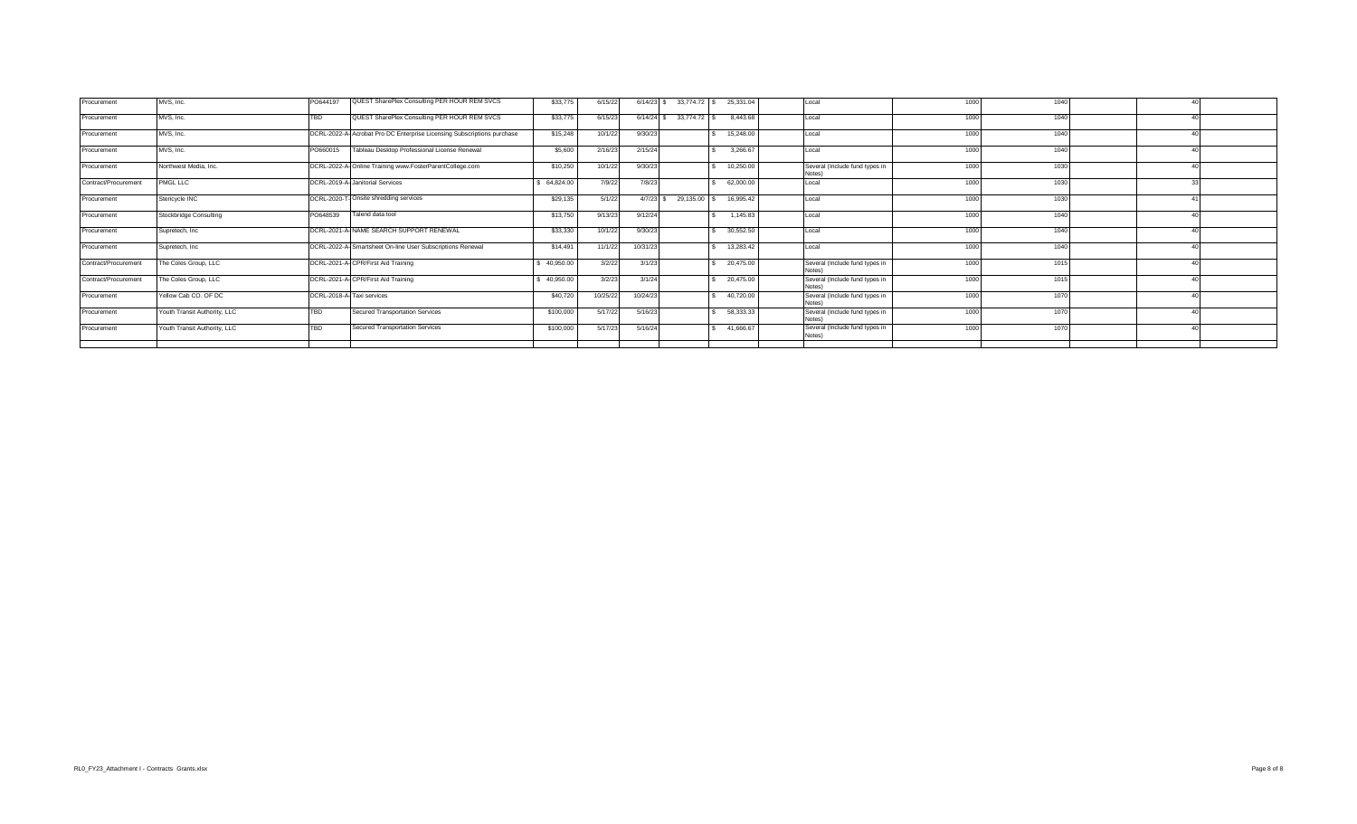| | | | | | | | | | | | | | | |
|---|---|---|---|---|---|---|---|---|---|---|---|---|---|---|
| Procurement | MVS, Inc. | PO644197 | QUEST SharePlex Consulting PER HOUR REM SVCS | $33,775 | 6/15/22 | 6/14/23 | $ 33,774.72 | $ 25,331.04 | | Local | 1000 | 1040 | | 40 |
| Procurement | MVS, Inc. | TBD | QUEST SharePlex Consulting PER HOUR REM SVCS | $33,775 | 6/15/23 | 6/14/24 | $ 33,774.72 | $ 8,443.68 | | Local | 1000 | 1040 | | 40 |
| Procurement | MVS, Inc. | DCRL-2022-A- | Acrobat Pro DC Enterprise Licensing Subscriptions purchase | $15,248 | 10/1/22 | 9/30/23 | | $ 15,248.00 | | Local | 1000 | 1040 | | 40 |
| Procurement | MVS, Inc. | PO660015 | Tableau Desktop Professional License Renewal | $5,600 | 2/16/23 | 2/15/24 | | $ 3,266.67 | | Local | 1000 | 1040 | | 40 |
| Procurement | Northwest Media, Inc. | DCRL-2022-A- | Online Training www.FosterParentCollege.com | $10,250 | 10/1/22 | 9/30/23 | | $ 10,250.00 | | Several (include fund types in Notes) | 1000 | 1030 | | 40 |
| Contract/Procurement | PMGL LLC | DCRL-2019-A- | Janitorial Services | $ 64,824.00 | 7/9/22 | 7/8/23 | | $ 62,000.00 | | Local | 1000 | 1030 | | 33 |
| Procurement | Stericycle INC | DCRL-2020-T- | Onsite shredding services | $29,135 | 5/1/22 | 4/7/23 | $ 29,135.00 | $ 16,995.42 | | Local | 1000 | 1030 | | 41 |
| Procurement | Stockbridge Consulting | PO648539 | Talend data tool | $13,750 | 9/13/23 | 9/12/24 | | $ 1,145.83 | | Local | 1000 | 1040 | | 40 |
| Procurement | Supretech, Inc | DCRL-2021-A- | NAME SEARCH SUPPORT RENEWAL | $33,330 | 10/1/22 | 9/30/23 | | $ 30,552.50 | | Local | 1000 | 1040 | | 40 |
| Procurement | Supretech, Inc | DCRL-2022-A- | Smartsheet On-line User Subscriptions Renewal | $14,491 | 11/1/22 | 10/31/23 | | $ 13,283.42 | | Local | 1000 | 1040 | | 40 |
| Contract/Procurement | The Coles Group, LLC | DCRL-2021-A- | CPR/First Aid Training | $ 40,950.00 | 3/2/22 | 3/1/23 | | $ 20,475.00 | | Several (include fund types in Notes) | 1000 | 1015 | | 40 |
| Contract/Procurement | The Coles Group, LLC | DCRL-2021-A- | CPR/First Aid Training | $ 40,950.00 | 3/2/23 | 3/1/24 | | $ 20,475.00 | | Several (include fund types in Notes) | 1000 | 1015 | | 40 |
| Procurement | Yellow Cab CO. OF DC | DCRL-2018-A- | Taxi services | $40,720 | 10/25/22 | 10/24/23 | | $ 40,720.00 | | Several (include fund types in Notes) | 1000 | 1070 | | 40 |
| Procurement | Youth Transit Authority, LLC | TBD | Secured Transportation Services | $100,000 | 5/17/22 | 5/16/23 | | $ 58,333.33 | | Several (include fund types in Notes) | 1000 | 1070 | | 40 |
| Procurement | Youth Transit Authority, LLC | TBD | Secured Transportation Services | $100,000 | 5/17/23 | 5/16/24 | | $ 41,666.67 | | Several (include fund types in Notes) | 1000 | 1070 | | 40 |
| | | | | | | | | | | | | | | |

RL0_FY23_Attachment I - Contracts Grants.xlsx